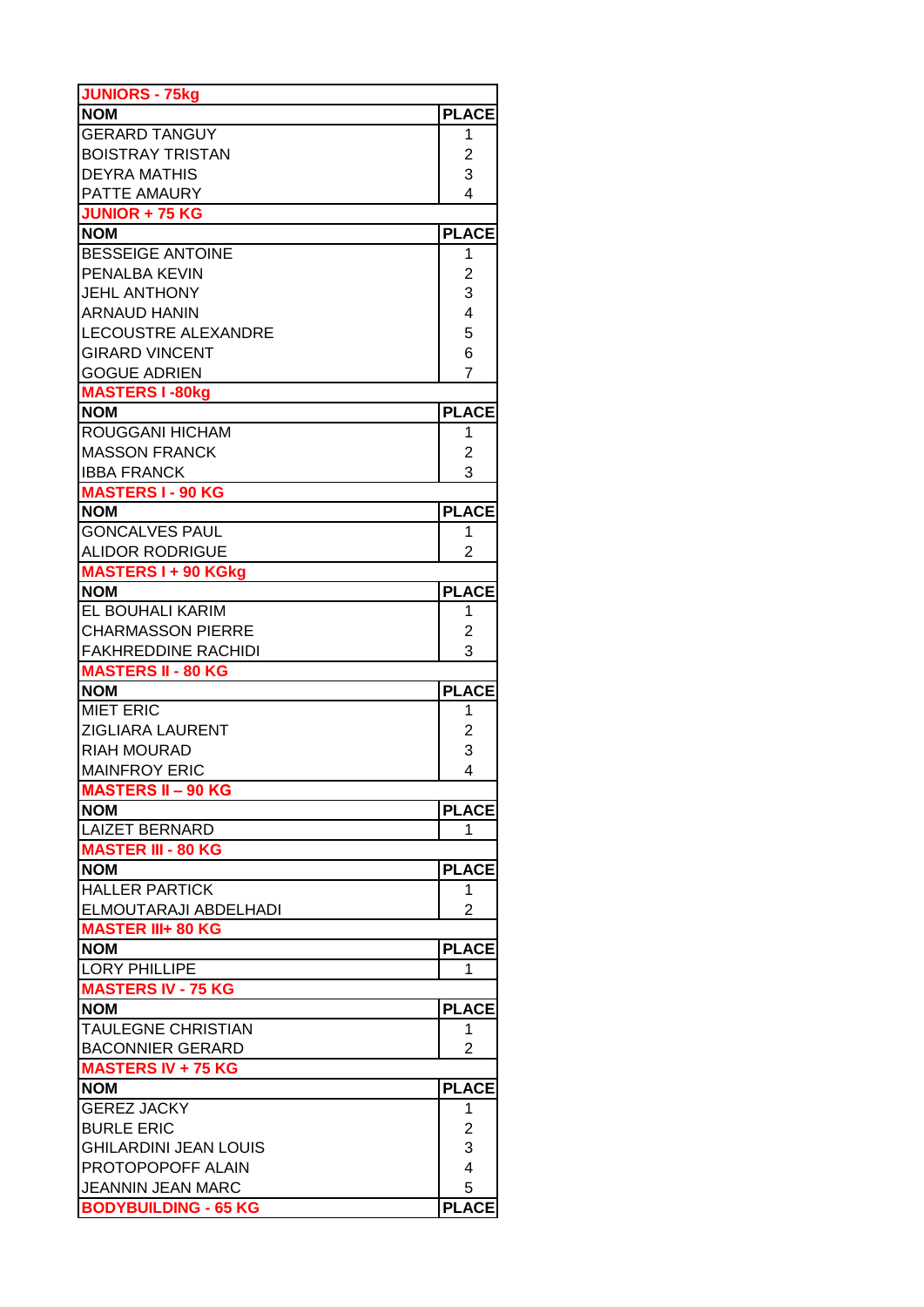| JUNIORS - 75kg | |
|---|---|
| NOM | PLACE |
| GERARD TANGUY | 1 |
| BOISTRAY TRISTAN | 2 |
| DEYRA MATHIS | 3 |
| PATTE AMAURY | 4 |
| JUNIOR + 75 KG | |
| NOM | PLACE |
| BESSEIGE ANTOINE | 1 |
| PENALBA KEVIN | 2 |
| JEHL ANTHONY | 3 |
| ARNAUD HANIN | 4 |
| LECOUSTRE ALEXANDRE | 5 |
| GIRARD VINCENT | 6 |
| GOGUE ADRIEN | 7 |
| MASTERS I -80kg | |
| NOM | PLACE |
| ROUGGANI HICHAM | 1 |
| MASSON FRANCK | 2 |
| IBBA FRANCK | 3 |
| MASTERS I - 90 KG | |
| NOM | PLACE |
| GONCALVES PAUL | 1 |
| ALIDOR RODRIGUE | 2 |
| MASTERS I + 90 KGkg | |
| NOM | PLACE |
| EL BOUHALI KARIM | 1 |
| CHARMASSON PIERRE | 2 |
| FAKHREDDINE RACHIDI | 3 |
| MASTERS II - 80 KG | |
| NOM | PLACE |
| MIET ERIC | 1 |
| ZIGLIARA LAURENT | 2 |
| RIAH MOURAD | 3 |
| MAINFROY ERIC | 4 |
| MASTERS II – 90 KG | |
| NOM | PLACE |
| LAIZET BERNARD | 1 |
| MASTER III - 80 KG | |
| NOM | PLACE |
| HALLER PARTICK | 1 |
| ELMOUTARAJI ABDELHADI | 2 |
| MASTER III+ 80 KG | |
| NOM | PLACE |
| LORY PHILLIPE | 1 |
| MASTERS IV - 75 KG | |
| NOM | PLACE |
| TAULEGNE CHRISTIAN | 1 |
| BACONNIER GERARD | 2 |
| MASTERS IV + 75 KG | |
| NOM | PLACE |
| GEREZ JACKY | 1 |
| BURLE ERIC | 2 |
| GHILARDINI JEAN LOUIS | 3 |
| PROTOPOPOFF ALAIN | 4 |
| JEANNIN JEAN MARC | 5 |
| BODYBUILDING - 65 KG | PLACE |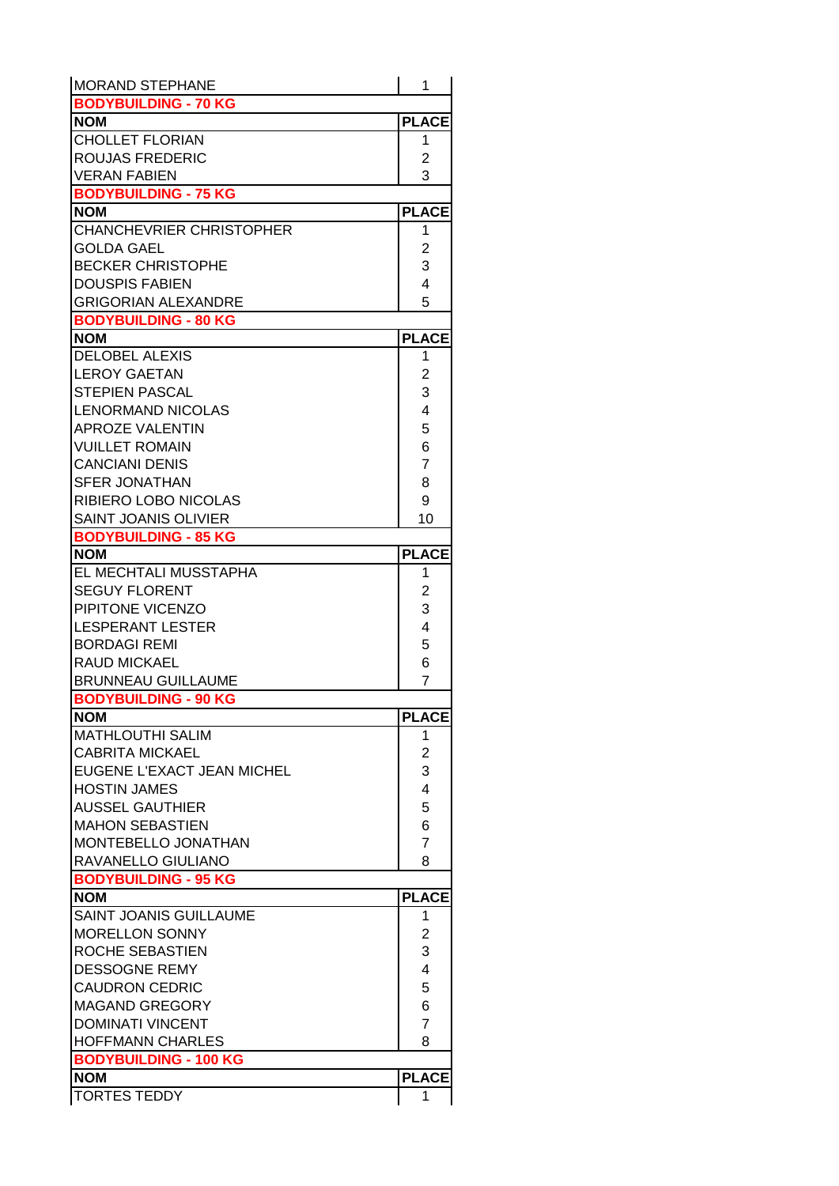| MORAND STEPHANE | 1 |
|---|---|

**BODYBUILDING - 70 KG**

| NOM | PLACE |
|---|---|
| CHOLLET FLORIAN | 1 |
| ROUJAS FREDERIC | 2 |
| VERAN FABIEN | 3 |

**BODYBUILDING - 75 KG**

| NOM | PLACE |
|---|---|
| CHANCHEVRIER CHRISTOPHER | 1 |
| GOLDA GAEL | 2 |
| BECKER CHRISTOPHE | 3 |
| DOUSPIS FABIEN | 4 |
| GRIGORIAN ALEXANDRE | 5 |

**BODYBUILDING - 80 KG**

| NOM | PLACE |
|---|---|
| DELOBEL ALEXIS | 1 |
| LEROY GAETAN | 2 |
| STEPIEN PASCAL | 3 |
| LENORMAND NICOLAS | 4 |
| APROZE VALENTIN | 5 |
| VUILLET ROMAIN | 6 |
| CANCIANI DENIS | 7 |
| SFER JONATHAN | 8 |
| RIBIERO LOBO NICOLAS | 9 |
| SAINT JOANIS OLIVIER | 10 |

**BODYBUILDING - 85 KG**

| NOM | PLACE |
|---|---|
| EL MECHTALI MUSSTAPHA | 1 |
| SEGUY FLORENT | 2 |
| PIPITONE VICENZO | 3 |
| LESPERANT LESTER | 4 |
| BORDAGI REMI | 5 |
| RAUD MICKAEL | 6 |
| BRUNNEAU GUILLAUME | 7 |

**BODYBUILDING - 90 KG**

| NOM | PLACE |
|---|---|
| MATHLOUTHI SALIM | 1 |
| CABRITA MICKAEL | 2 |
| EUGENE L'EXACT JEAN MICHEL | 3 |
| HOSTIN JAMES | 4 |
| AUSSEL GAUTHIER | 5 |
| MAHON SEBASTIEN | 6 |
| MONTEBELLO JONATHAN | 7 |
| RAVANELLO GIULIANO | 8 |

**BODYBUILDING - 95 KG**

| NOM | PLACE |
|---|---|
| SAINT JOANIS GUILLAUME | 1 |
| MORELLON SONNY | 2 |
| ROCHE SEBASTIEN | 3 |
| DESSOGNE REMY | 4 |
| CAUDRON CEDRIC | 5 |
| MAGAND GREGORY | 6 |
| DOMINATI VINCENT | 7 |
| HOFFMANN CHARLES | 8 |

**BODYBUILDING - 100 KG**

| NOM | PLACE |
|---|---|
| TORTES TEDDY | 1 |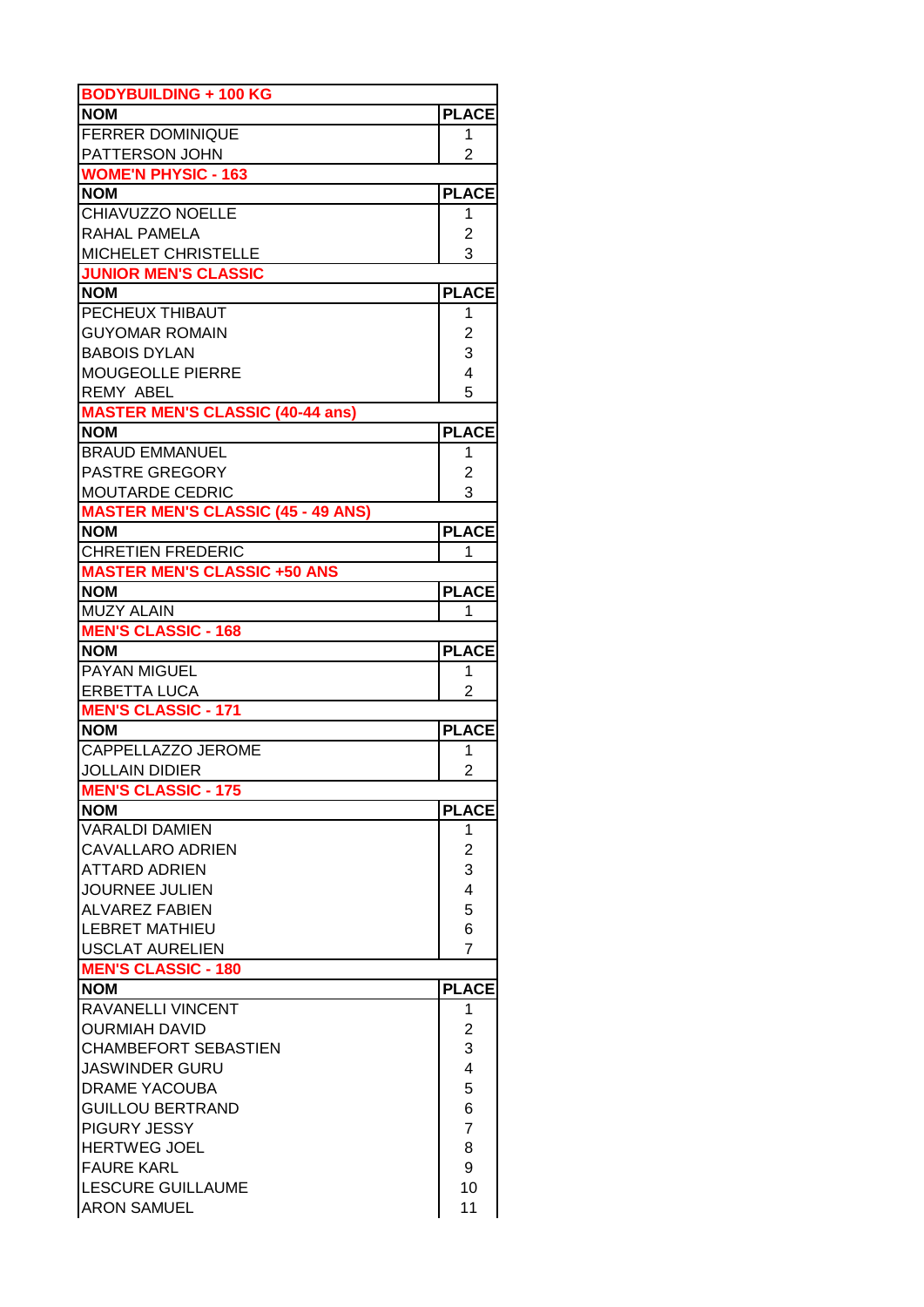| BODYBUILDING + 100 KG | |
|---|---|
| NOM | PLACE |
| FERRER DOMINIQUE | 1 |
| PATTERSON JOHN | 2 |

| WOME'N PHYSIC - 163 | |
|---|---|
| NOM | PLACE |
| CHIAVUZZO NOELLE | 1 |
| RAHAL PAMELA | 2 |
| MICHELET CHRISTELLE | 3 |

| JUNIOR MEN'S CLASSIC | |
|---|---|
| NOM | PLACE |
| PECHEUX THIBAUT | 1 |
| GUYOMAR ROMAIN | 2 |
| BABOIS DYLAN | 3 |
| MOUGEOLLE PIERRE | 4 |
| REMY ABEL | 5 |

| MASTER MEN'S CLASSIC (40-44 ans) | |
|---|---|
| NOM | PLACE |
| BRAUD EMMANUEL | 1 |
| PASTRE GREGORY | 2 |
| MOUTARDE CEDRIC | 3 |

| MASTER MEN'S CLASSIC (45 - 49 ANS) | |
|---|---|
| NOM | PLACE |
| CHRETIEN FREDERIC | 1 |

| MASTER MEN'S CLASSIC +50 ANS | |
|---|---|
| NOM | PLACE |
| MUZY ALAIN | 1 |

| MEN'S CLASSIC - 168 | |
|---|---|
| NOM | PLACE |
| PAYAN MIGUEL | 1 |
| ERBETTA LUCA | 2 |

| MEN'S CLASSIC - 171 | |
|---|---|
| NOM | PLACE |
| CAPPELLAZZO JEROME | 1 |
| JOLLAIN DIDIER | 2 |

| MEN'S CLASSIC - 175 | |
|---|---|
| NOM | PLACE |
| VARALDI DAMIEN | 1 |
| CAVALLARO ADRIEN | 2 |
| ATTARD ADRIEN | 3 |
| JOURNEE JULIEN | 4 |
| ALVAREZ FABIEN | 5 |
| LEBRET MATHIEU | 6 |
| USCLAT AURELIEN | 7 |

| MEN'S CLASSIC - 180 | |
|---|---|
| NOM | PLACE |
| RAVANELLI VINCENT | 1 |
| OURMIAH DAVID | 2 |
| CHAMBEFORT SEBASTIEN | 3 |
| JASWINDER GURU | 4 |
| DRAME YACOUBA | 5 |
| GUILLOU BERTRAND | 6 |
| PIGURY JESSY | 7 |
| HERTWEG JOEL | 8 |
| FAURE KARL | 9 |
| LESCURE GUILLAUME | 10 |
| ARON SAMUEL | 11 |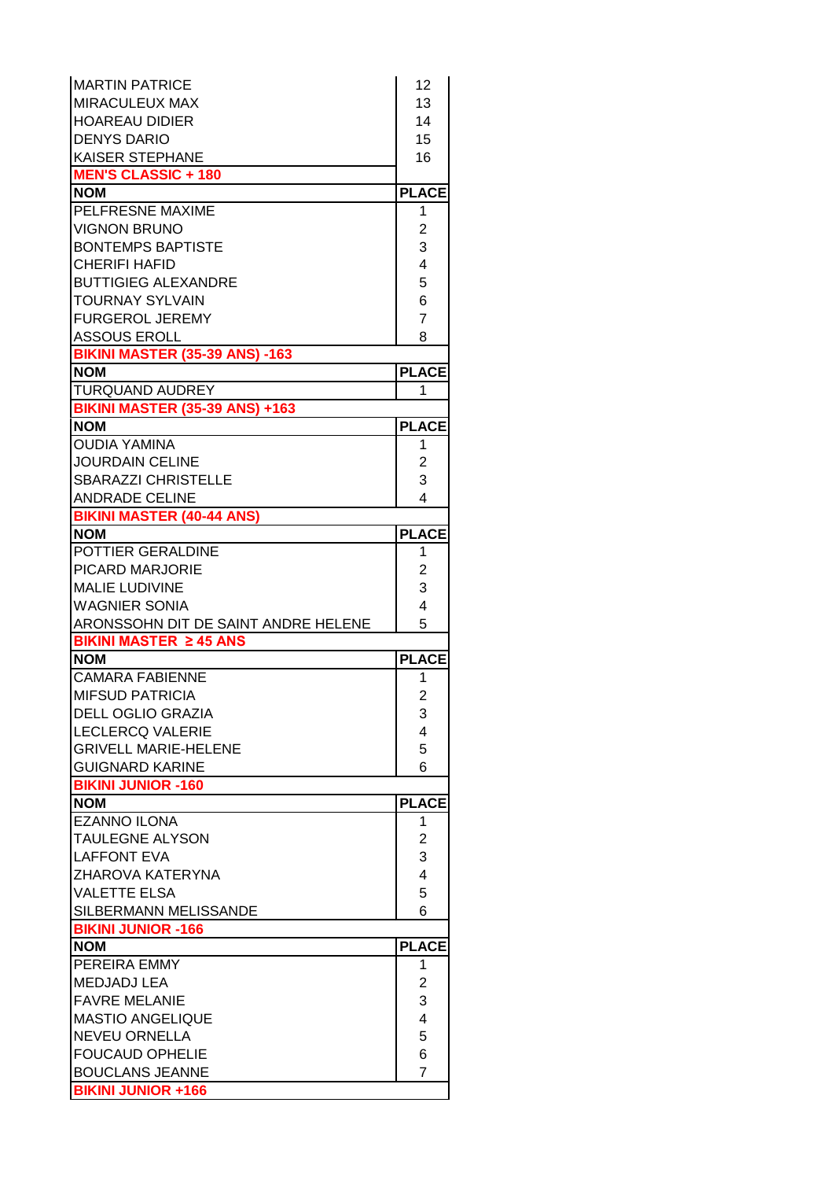| | |
|---|---|
| MARTIN PATRICE | 12 |
| MIRACULEUX MAX | 13 |
| HOAREAU DIDIER | 14 |
| DENYS DARIO | 15 |
| KAISER STEPHANE | 16 |

**MEN'S CLASSIC + 180**

| NOM | PLACE |
|---|---|
| PELFRESNE MAXIME | 1 |
| VIGNON BRUNO | 2 |
| BONTEMPS BAPTISTE | 3 |
| CHERIFI HAFID | 4 |
| BUTTIGIEG ALEXANDRE | 5 |
| TOURNAY SYLVAIN | 6 |
| FURGEROL JEREMY | 7 |
| ASSOUS EROLL | 8 |

**BIKINI MASTER (35-39 ANS) -163**

| NOM | PLACE |
|---|---|
| TURQUAND AUDREY | 1 |

**BIKINI MASTER (35-39 ANS) +163**

| NOM | PLACE |
|---|---|
| OUDIA YAMINA | 1 |
| JOURDAIN CELINE | 2 |
| SBARAZZI CHRISTELLE | 3 |
| ANDRADE CELINE | 4 |

**BIKINI MASTER (40-44 ANS)**

| NOM | PLACE |
|---|---|
| POTTIER GERALDINE | 1 |
| PICARD MARJORIE | 2 |
| MALIE LUDIVINE | 3 |
| WAGNIER SONIA | 4 |
| ARONSSOHN DIT DE SAINT ANDRE HELENE | 5 |

**BIKINI MASTER ≥ 45 ANS**

| NOM | PLACE |
|---|---|
| CAMARA FABIENNE | 1 |
| MIFSUD PATRICIA | 2 |
| DELL OGLIO GRAZIA | 3 |
| LECLERCQ VALERIE | 4 |
| GRIVELL MARIE-HELENE | 5 |
| GUIGNARD KARINE | 6 |

**BIKINI JUNIOR -160**

| NOM | PLACE |
|---|---|
| EZANNO ILONA | 1 |
| TAULEGNE ALYSON | 2 |
| LAFFONT EVA | 3 |
| ZHAROVA KATERYNA | 4 |
| VALETTE ELSA | 5 |
| SILBERMANN MELISSANDE | 6 |

**BIKINI JUNIOR -166**

| NOM | PLACE |
|---|---|
| PEREIRA EMMY | 1 |
| MEDJADJ LEA | 2 |
| FAVRE MELANIE | 3 |
| MASTIO ANGELIQUE | 4 |
| NEVEU ORNELLA | 5 |
| FOUCAUD OPHELIE | 6 |
| BOUCLANS JEANNE | 7 |

**BIKINI JUNIOR +166**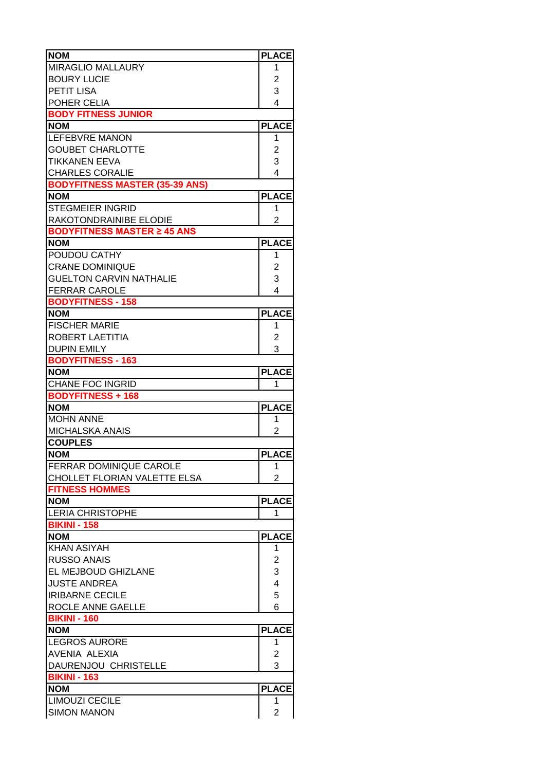| NOM | PLACE |
|---|---|
| MIRAGLIO MALLAURY | 1 |
| BOURY LUCIE | 2 |
| PETIT LISA | 3 |
| POHER CELIA | 4 |

**BODY FITNESS JUNIOR**

| NOM | PLACE |
|---|---|
| LEFEBVRE MANON | 1 |
| GOUBET CHARLOTTE | 2 |
| TIKKANEN EEVA | 3 |
| CHARLES CORALIE | 4 |

**BODYFITNESS MASTER (35-39 ANS)**

| NOM | PLACE |
|---|---|
| STEGMEIER INGRID | 1 |
| RAKOTONDRAINIBE ELODIE | 2 |

**BODYFITNESS MASTER ≥ 45 ANS**

| NOM | PLACE |
|---|---|
| POUDOU CATHY | 1 |
| CRANE DOMINIQUE | 2 |
| GUELTON CARVIN NATHALIE | 3 |
| FERRAR CAROLE | 4 |

**BODYFITNESS - 158**

| NOM | PLACE |
|---|---|
| FISCHER MARIE | 1 |
| ROBERT LAETITIA | 2 |
| DUPIN EMILY | 3 |

**BODYFITNESS - 163**

| NOM | PLACE |
|---|---|
| CHANE FOC INGRID | 1 |

**BODYFITNESS + 168**

| NOM | PLACE |
|---|---|
| MOHN ANNE | 1 |
| MICHALSKA ANAIS | 2 |

**COUPLES**

| NOM | PLACE |
|---|---|
| FERRAR DOMINIQUE CAROLE | 1 |
| CHOLLET FLORIAN VALETTE ELSA | 2 |

**FITNESS HOMMES**

| NOM | PLACE |
|---|---|
| LERIA CHRISTOPHE | 1 |

**BIKINI - 158**

| NOM | PLACE |
|---|---|
| KHAN ASIYAH | 1 |
| RUSSO ANAIS | 2 |
| EL MEJBOUD GHIZLANE | 3 |
| JUSTE ANDREA | 4 |
| IRIBARNE CECILE | 5 |
| ROCLE ANNE GAELLE | 6 |

**BIKINI - 160**

| NOM | PLACE |
|---|---|
| LEGROS AURORE | 1 |
| AVENIA ALEXIA | 2 |
| DAURENJOU CHRISTELLE | 3 |

**BIKINI - 163**

| NOM | PLACE |
|---|---|
| LIMOUZI CECILE | 1 |
| SIMON MANON | 2 |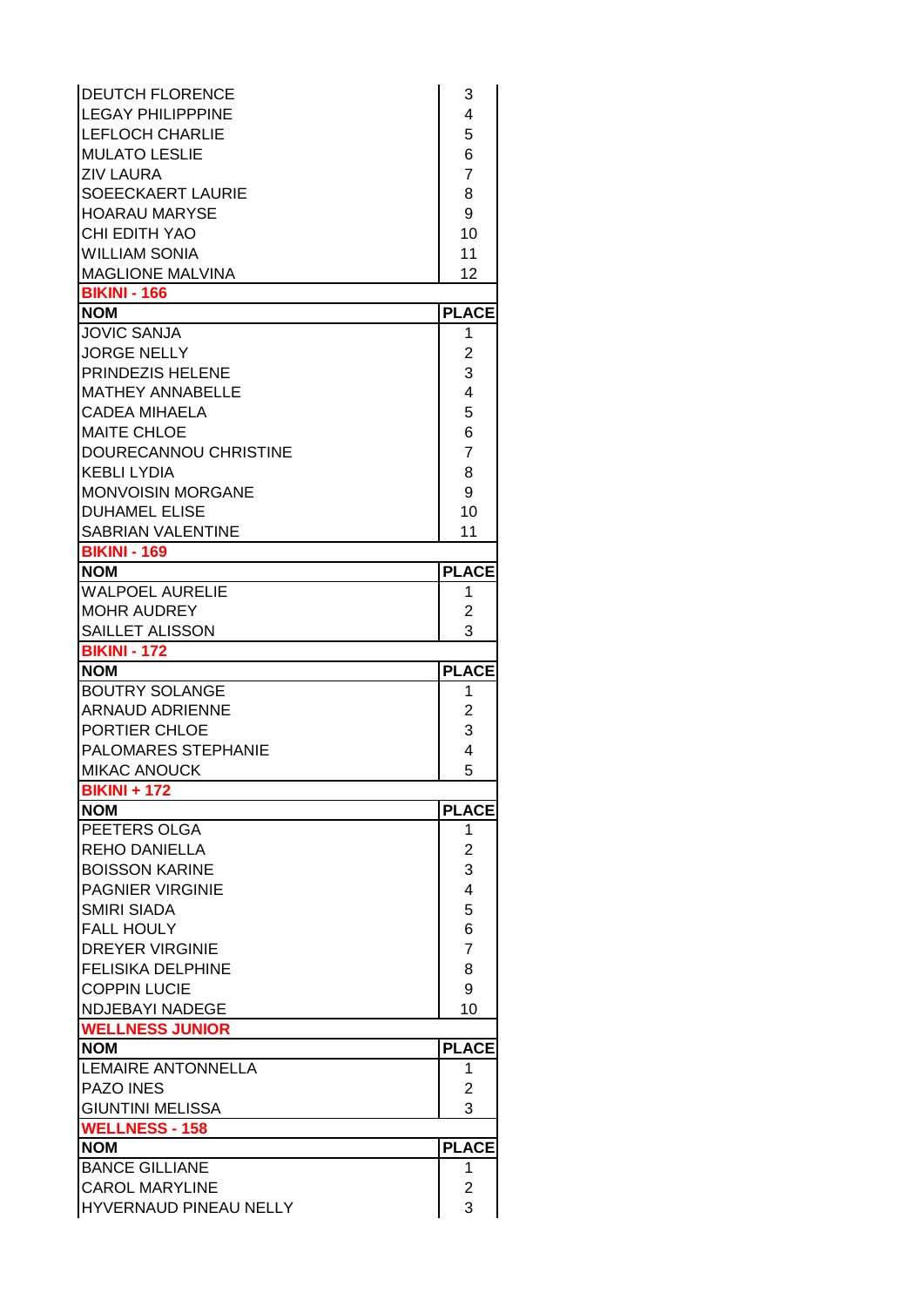| | |
|---|---|
| DEUTCH FLORENCE | 3 |
| LEGAY PHILIPPPINE | 4 |
| LEFLOCH CHARLIE | 5 |
| MULATO LESLIE | 6 |
| ZIV LAURA | 7 |
| SOEECKAERT LAURIE | 8 |
| HOARAU MARYSE | 9 |
| CHI EDITH YAO | 10 |
| WILLIAM SONIA | 11 |
| MAGLIONE MALVINA | 12 |

**BIKINI - 166**

| NOM | PLACE |
|---|---|
| JOVIC SANJA | 1 |
| JORGE NELLY | 2 |
| PRINDEZIS HELENE | 3 |
| MATHEY ANNABELLE | 4 |
| CADEA MIHAELA | 5 |
| MAITE CHLOE | 6 |
| DOURECANNOU CHRISTINE | 7 |
| KEBLI LYDIA | 8 |
| MONVOISIN MORGANE | 9 |
| DUHAMEL ELISE | 10 |
| SABRIAN VALENTINE | 11 |

**BIKINI - 169**

| NOM | PLACE |
|---|---|
| WALPOEL AURELIE | 1 |
| MOHR AUDREY | 2 |
| SAILLET ALISSON | 3 |

**BIKINI - 172**

| NOM | PLACE |
|---|---|
| BOUTRY SOLANGE | 1 |
| ARNAUD ADRIENNE | 2 |
| PORTIER CHLOE | 3 |
| PALOMARES STEPHANIE | 4 |
| MIKAC ANOUCK | 5 |

**BIKINI + 172**

| NOM | PLACE |
|---|---|
| PEETERS OLGA | 1 |
| REHO DANIELLA | 2 |
| BOISSON KARINE | 3 |
| PAGNIER VIRGINIE | 4 |
| SMIRI SIADA | 5 |
| FALL HOULY | 6 |
| DREYER VIRGINIE | 7 |
| FELISIKA DELPHINE | 8 |
| COPPIN LUCIE | 9 |
| NDJEBAYI NADEGE | 10 |

**WELLNESS JUNIOR**

| NOM | PLACE |
|---|---|
| LEMAIRE ANTONNELLA | 1 |
| PAZO INES | 2 |
| GIUNTINI MELISSA | 3 |

**WELLNESS - 158**

| NOM | PLACE |
|---|---|
| BANCE GILLIANE | 1 |
| CAROL MARYLINE | 2 |
| HYVERNAUD PINEAU NELLY | 3 |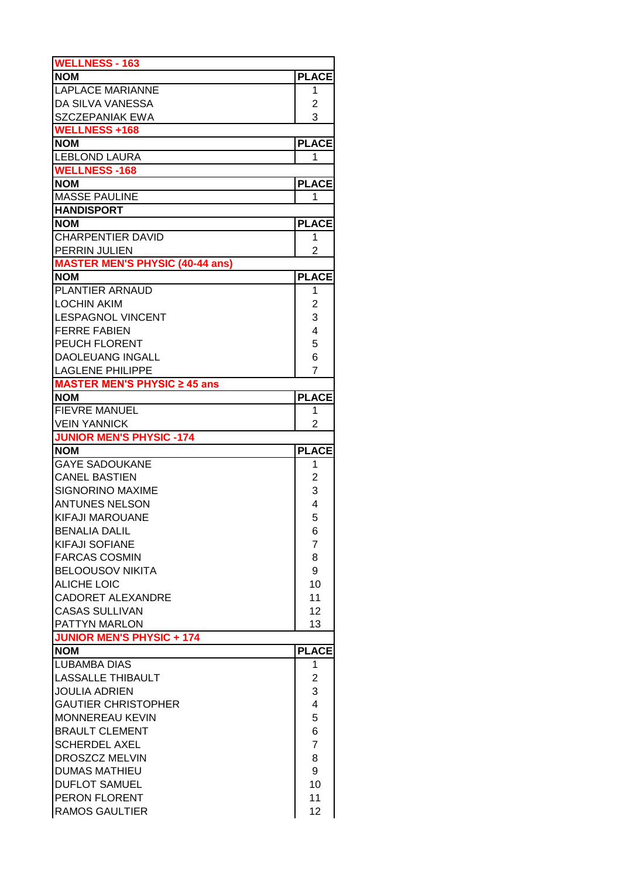| WELLNESS - 163 | |
|---|---|
| **NOM** | **PLACE** |
| LAPLACE MARIANNE | 1 |
| DA SILVA VANESSA | 2 |
| SZCZEPANIAK EWA | 3 |
| **WELLNESS +168** | |
| **NOM** | **PLACE** |
| LEBLOND LAURA | 1 |
| **WELLNESS -168** | |
| **NOM** | **PLACE** |
| MASSE PAULINE | 1 |
| **HANDISPORT** | |
| **NOM** | **PLACE** |
| CHARPENTIER DAVID | 1 |
| PERRIN JULIEN | 2 |
| **MASTER MEN'S PHYSIC (40-44 ans)** | |
| **NOM** | **PLACE** |
| PLANTIER ARNAUD | 1 |
| LOCHIN AKIM | 2 |
| LESPAGNOL VINCENT | 3 |
| FERRE FABIEN | 4 |
| PEUCH FLORENT | 5 |
| DAOLEUANG INGALL | 6 |
| LAGLENE PHILIPPE | 7 |
| **MASTER MEN'S PHYSIC ≥ 45 ans** | |
| **NOM** | **PLACE** |
| FIEVRE MANUEL | 1 |
| VEIN YANNICK | 2 |
| **JUNIOR MEN'S PHYSIC -174** | |
| **NOM** | **PLACE** |
| GAYE SADOUKANE | 1 |
| CANEL BASTIEN | 2 |
| SIGNORINO MAXIME | 3 |
| ANTUNES NELSON | 4 |
| KIFAJI MAROUANE | 5 |
| BENALIA DALIL | 6 |
| KIFAJI SOFIANE | 7 |
| FARCAS COSMIN | 8 |
| BELOOUSOV NIKITA | 9 |
| ALICHE LOIC | 10 |
| CADORET ALEXANDRE | 11 |
| CASAS SULLIVAN | 12 |
| PATTYN MARLON | 13 |
| **JUNIOR MEN'S PHYSIC + 174** | |
| **NOM** | **PLACE** |
| LUBAMBA DIAS | 1 |
| LASSALLE THIBAULT | 2 |
| JOULIA ADRIEN | 3 |
| GAUTIER CHRISTOPHER | 4 |
| MONNEREAU KEVIN | 5 |
| BRAULT CLEMENT | 6 |
| SCHERDEL AXEL | 7 |
| DROSZCZ MELVIN | 8 |
| DUMAS MATHIEU | 9 |
| DUFLOT SAMUEL | 10 |
| PERON FLORENT | 11 |
| RAMOS GAULTIER | 12 |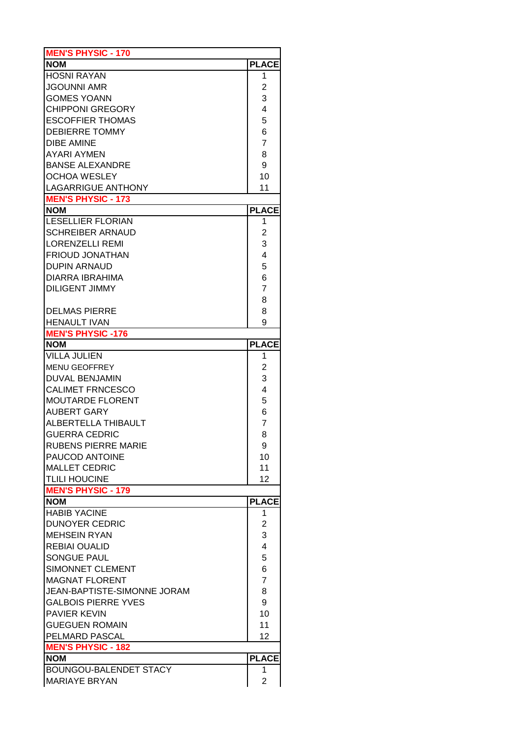| MEN'S PHYSIC - 170 | |
|---|---|
| **NOM** | **PLACE** |
| HOSNI RAYAN | 1 |
| JGOUNNI AMR | 2 |
| GOMES YOANN | 3 |
| CHIPPONI GREGORY | 4 |
| ESCOFFIER THOMAS | 5 |
| DEBIERRE TOMMY | 6 |
| DIBE AMINE | 7 |
| AYARI AYMEN | 8 |
| BANSE ALEXANDRE | 9 |
| OCHOA WESLEY | 10 |
| LAGARRIGUE ANTHONY | 11 |

| MEN'S PHYSIC - 173 | |
|---|---|
| **NOM** | **PLACE** |
| LESELLIER FLORIAN | 1 |
| SCHREIBER ARNAUD | 2 |
| LORENZELLI REMI | 3 |
| FRIOUD JONATHAN | 4 |
| DUPIN ARNAUD | 5 |
| DIARRA IBRAHIMA | 6 |
| DILIGENT JIMMY | 7 |
| | 8 |
| DELMAS PIERRE | 8 |
| HENAULT IVAN | 9 |

| MEN'S PHYSIC -176 | |
|---|---|
| **NOM** | **PLACE** |
| VILLA JULIEN | 1 |
| MENU GEOFFREY | 2 |
| DUVAL BENJAMIN | 3 |
| CALIMET FRNCESCO | 4 |
| MOUTARDE FLORENT | 5 |
| AUBERT GARY | 6 |
| ALBERTELLA THIBAULT | 7 |
| GUERRA CEDRIC | 8 |
| RUBENS PIERRE MARIE | 9 |
| PAUCOD ANTOINE | 10 |
| MALLET CEDRIC | 11 |
| TLILI HOUCINE | 12 |

| MEN'S PHYSIC - 179 | |
|---|---|
| **NOM** | **PLACE** |
| HABIB YACINE | 1 |
| DUNOYER CEDRIC | 2 |
| MEHSEIN RYAN | 3 |
| REBIAI OUALID | 4 |
| SONGUE PAUL | 5 |
| SIMONNET CLEMENT | 6 |
| MAGNAT FLORENT | 7 |
| JEAN-BAPTISTE-SIMONNE JORAM | 8 |
| GALBOIS PIERRE YVES | 9 |
| PAVIER KEVIN | 10 |
| GUEGUEN ROMAIN | 11 |
| PELMARD PASCAL | 12 |

| MEN'S PHYSIC - 182 | |
|---|---|
| **NOM** | **PLACE** |
| BOUNGOU-BALENDET STACY | 1 |
| MARIAYE BRYAN | 2 |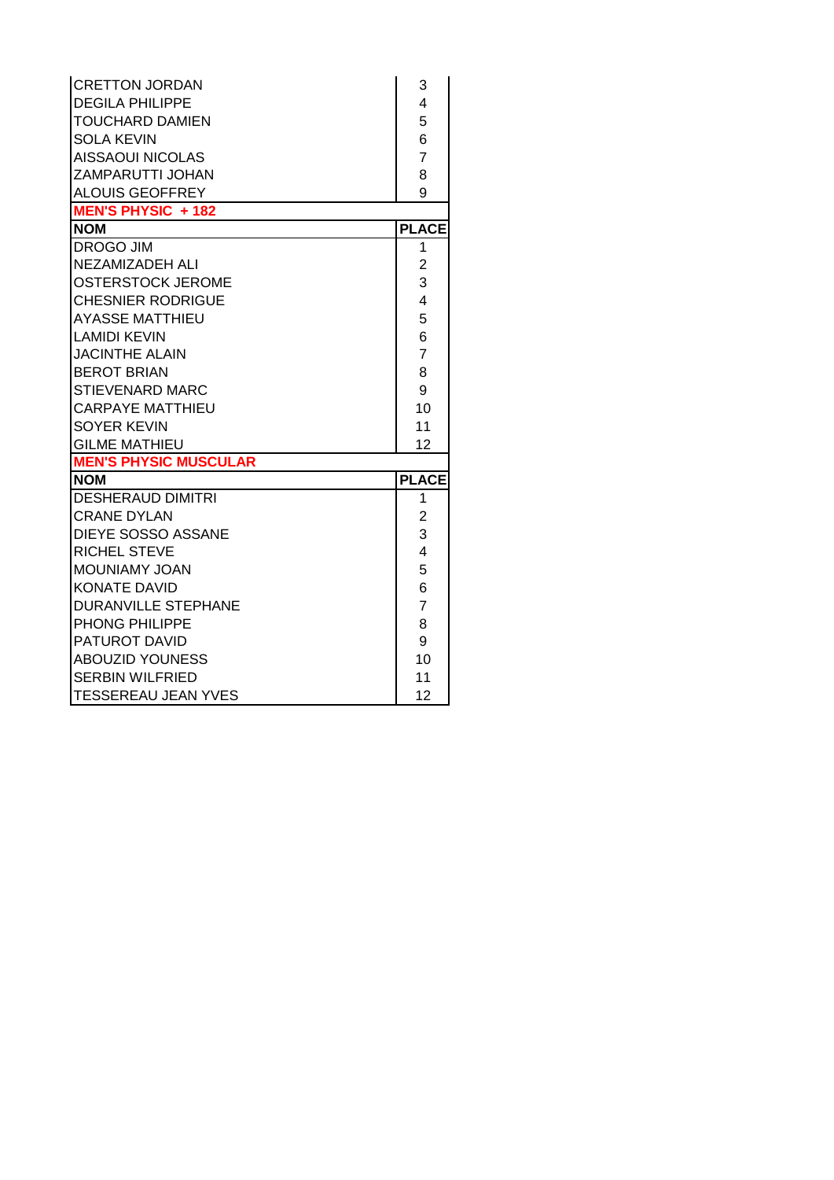| | |
|---|---|
| CRETTON JORDAN | 3 |
| DEGILA PHILIPPE | 4 |
| TOUCHARD DAMIEN | 5 |
| SOLA KEVIN | 6 |
| AISSAOUI NICOLAS | 7 |
| ZAMPARUTTI JOHAN | 8 |
| ALOUIS GEOFFREY | 9 |

**MEN'S PHYSIC + 182**

| NOM | PLACE |
|---|---|
| DROGO JIM | 1 |
| NEZAMIZADEH ALI | 2 |
| OSTERSTOCK JEROME | 3 |
| CHESNIER RODRIGUE | 4 |
| AYASSE MATTHIEU | 5 |
| LAMIDI KEVIN | 6 |
| JACINTHE ALAIN | 7 |
| BEROT BRIAN | 8 |
| STIEVENARD MARC | 9 |
| CARPAYE MATTHIEU | 10 |
| SOYER KEVIN | 11 |
| GILME MATHIEU | 12 |

**MEN'S PHYSIC MUSCULAR**

| NOM | PLACE |
|---|---|
| DESHERAUD DIMITRI | 1 |
| CRANE DYLAN | 2 |
| DIEYE SOSSO ASSANE | 3 |
| RICHEL STEVE | 4 |
| MOUNIAMY JOAN | 5 |
| KONATE DAVID | 6 |
| DURANVILLE STEPHANE | 7 |
| PHONG PHILIPPE | 8 |
| PATUROT DAVID | 9 |
| ABOUZID YOUNESS | 10 |
| SERBIN WILFRIED | 11 |
| TESSEREAU JEAN YVES | 12 |